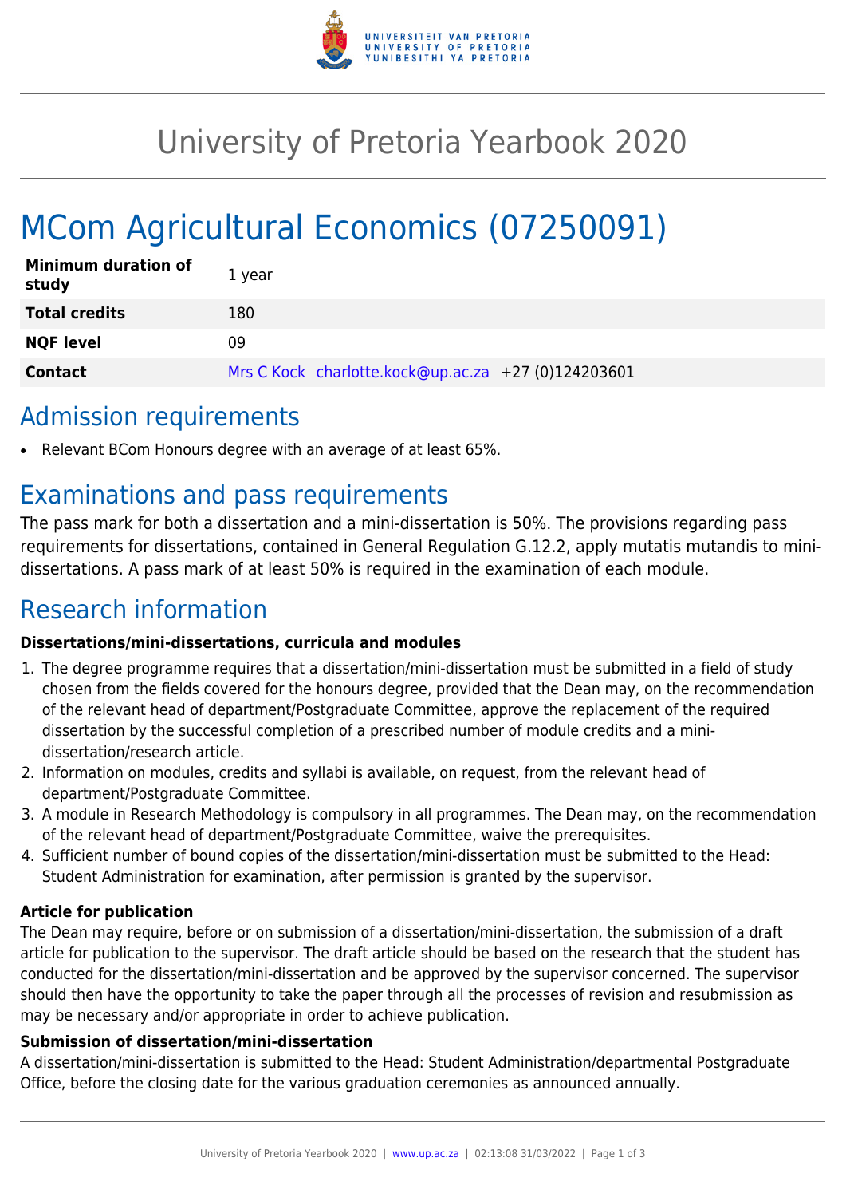# University of Pretoria Yearbook 2020

# MCom Agricultural Economics (07250091)

| Minimum duration of study | 1 year |
|---|---|
| **Total credits** | 180 |
| **NQF level** | 09 |
| **Contact** | Mrs C Kock charlotte.kock@up.ac.za +27 (0)124203601 |

## Admission requirements

- Relevant BCom Honours degree with an average of at least 65%.

## Examinations and pass requirements

The pass mark for both a dissertation and a mini-dissertation is 50%. The provisions regarding pass requirements for dissertations, contained in General Regulation G.12.2, apply mutatis mutandis to mini-dissertations. A pass mark of at least 50% is required in the examination of each module.

## Research information

**Dissertations/mini-dissertations, curricula and modules**

1. The degree programme requires that a dissertation/mini-dissertation must be submitted in a field of study chosen from the fields covered for the honours degree, provided that the Dean may, on the recommendation of the relevant head of department/Postgraduate Committee, approve the replacement of the required dissertation by the successful completion of a prescribed number of module credits and a mini-dissertation/research article.
2. Information on modules, credits and syllabi is available, on request, from the relevant head of department/Postgraduate Committee.
3. A module in Research Methodology is compulsory in all programmes. The Dean may, on the recommendation of the relevant head of department/Postgraduate Committee, waive the prerequisites.
4. Sufficient number of bound copies of the dissertation/mini-dissertation must be submitted to the Head: Student Administration for examination, after permission is granted by the supervisor.

**Article for publication**

The Dean may require, before or on submission of a dissertation/mini-dissertation, the submission of a draft article for publication to the supervisor. The draft article should be based on the research that the student has conducted for the dissertation/mini-dissertation and be approved by the supervisor concerned. The supervisor should then have the opportunity to take the paper through all the processes of revision and resubmission as may be necessary and/or appropriate in order to achieve publication.

**Submission of dissertation/mini-dissertation**

A dissertation/mini-dissertation is submitted to the Head: Student Administration/departmental Postgraduate Office, before the closing date for the various graduation ceremonies as announced annually.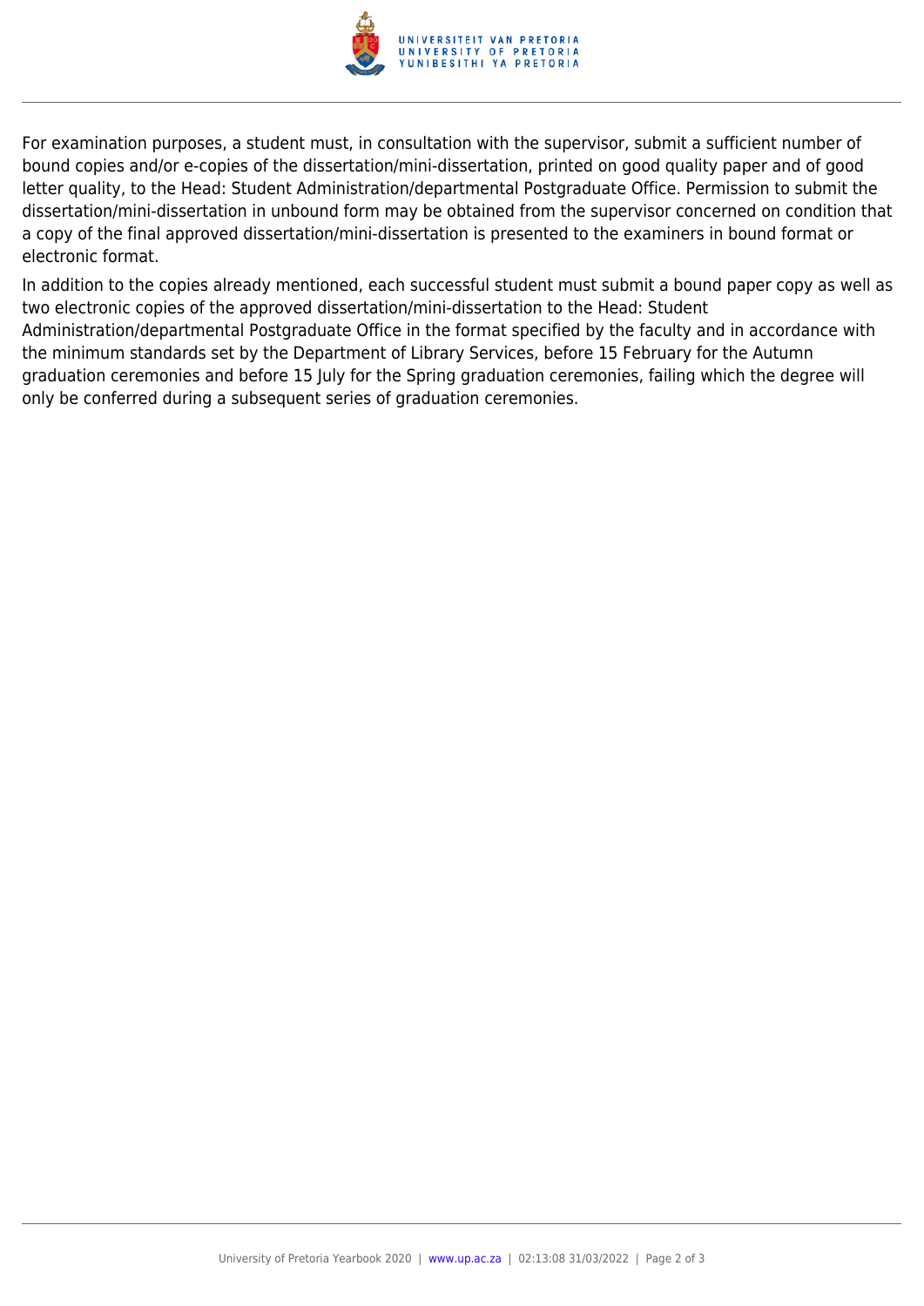For examination purposes, a student must, in consultation with the supervisor, submit a sufficient number of bound copies and/or e-copies of the dissertation/mini-dissertation, printed on good quality paper and of good letter quality, to the Head: Student Administration/departmental Postgraduate Office. Permission to submit the dissertation/mini-dissertation in unbound form may be obtained from the supervisor concerned on condition that a copy of the final approved dissertation/mini-dissertation is presented to the examiners in bound format or electronic format.

In addition to the copies already mentioned, each successful student must submit a bound paper copy as well as two electronic copies of the approved dissertation/mini-dissertation to the Head: Student Administration/departmental Postgraduate Office in the format specified by the faculty and in accordance with the minimum standards set by the Department of Library Services, before 15 February for the Autumn graduation ceremonies and before 15 July for the Spring graduation ceremonies, failing which the degree will only be conferred during a subsequent series of graduation ceremonies.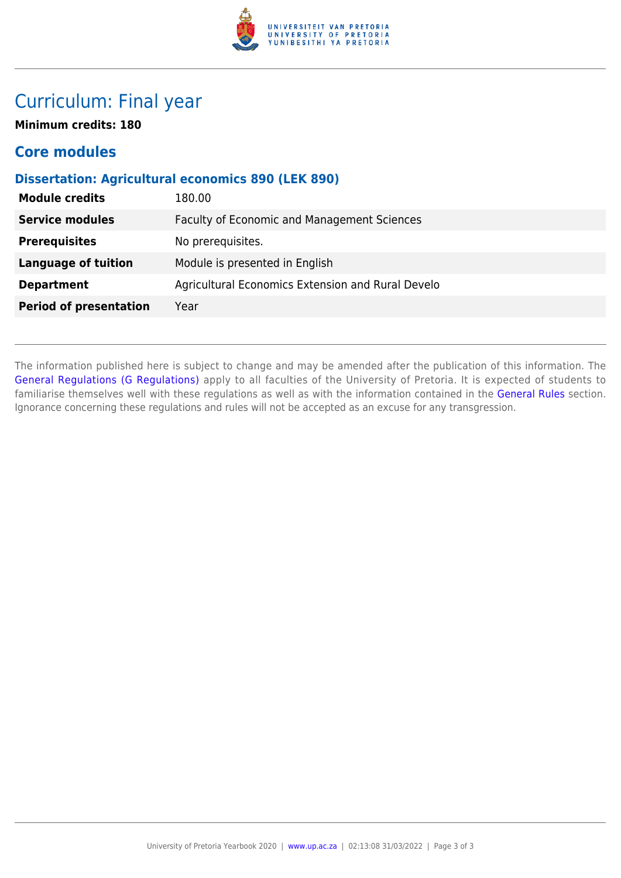# Curriculum: Final year

**Minimum credits: 180**

## Core modules

### Dissertation: Agricultural economics 890 (LEK 890)

| | |
|---|---|
| **Module credits** | 180.00 |
| **Service modules** | Faculty of Economic and Management Sciences |
| **Prerequisites** | No prerequisites. |
| **Language of tuition** | Module is presented in English |
| **Department** | Agricultural Economics Extension and Rural Develo |
| **Period of presentation** | Year |

The information published here is subject to change and may be amended after the publication of this information. The General Regulations (G Regulations) apply to all faculties of the University of Pretoria. It is expected of students to familiarise themselves well with these regulations as well as with the information contained in the General Rules section. Ignorance concerning these regulations and rules will not be accepted as an excuse for any transgression.